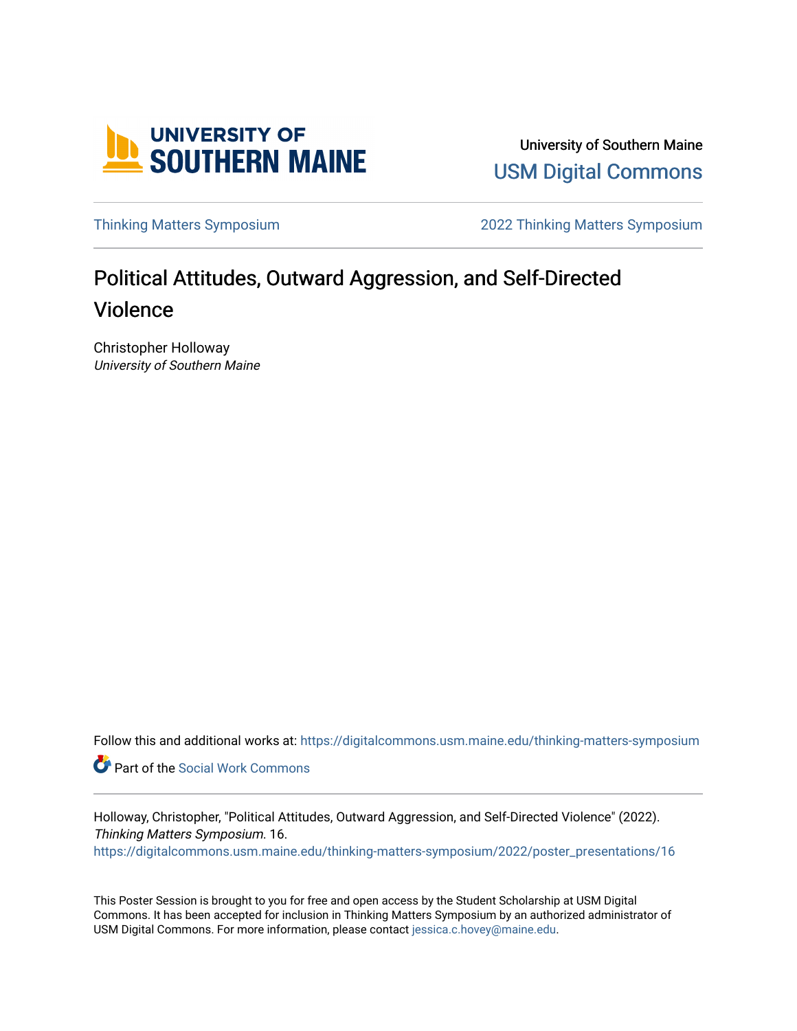University of Southern Maine

USM Digital Commons

Thinking Matters Symposium

2022 Thinking Matters Symposium

# Political Attitudes, Outward Aggression, and Self-Directed Violence

Christopher Holloway

*University of Southern Maine*

Follow this and additional works at: https://digitalcommons.usm.maine.edu/thinking-matters-symposium

Part of the Social Work Commons

Holloway, Christopher, "Political Attitudes, Outward Aggression, and Self-Directed Violence" (2022). *Thinking Matters Symposium*. 16.
https://digitalcommons.usm.maine.edu/thinking-matters-symposium/2022/poster_presentations/16

This Poster Session is brought to you for free and open access by the Student Scholarship at USM Digital Commons. It has been accepted for inclusion in Thinking Matters Symposium by an authorized administrator of USM Digital Commons. For more information, please contact jessica.c.hovey@maine.edu.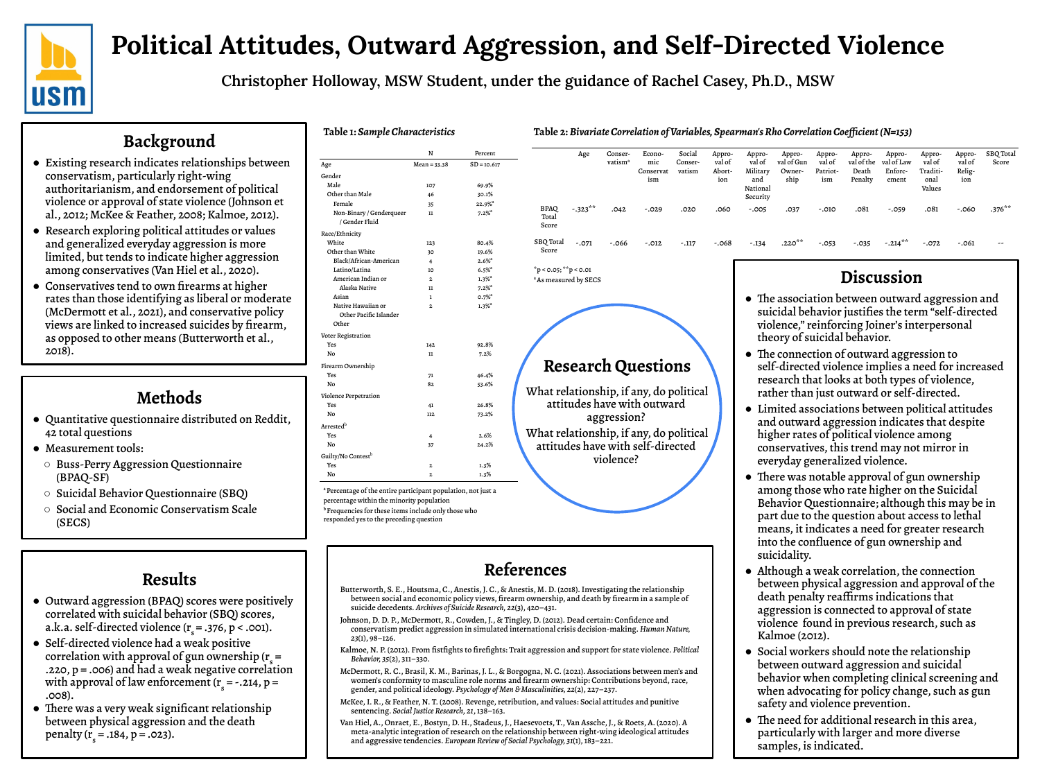# Political Attitudes, Outward Aggression, and Self-Directed Violence

Christopher Holloway, MSW Student, under the guidance of Rachel Casey, Ph.D., MSW

## Background

- Existing research indicates relationships between conservatism, particularly right-wing authoritarianism, and endorsement of political violence or approval of state violence (Johnson et al., 2012; McKee & Feather, 2008; Kalmoe, 2012).
- Research exploring political attitudes or values and generalized everyday aggression is more limited, but tends to indicate higher aggression among conservatives (Van Hiel et al., 2020).
- Conservatives tend to own firearms at higher rates than those identifying as liberal or moderate (McDermott et al., 2021), and conservative policy views are linked to increased suicides by firearm, as opposed to other means (Butterworth et al., 2018).

## Methods

- Quantitative questionnaire distributed on Reddit, 42 total questions
- Measurement tools:
  - Buss-Perry Aggression Questionnaire (BPAQ-SF)
  - Suicidal Behavior Questionnaire (SBQ)
  - Social and Economic Conservatism Scale (SECS)

## Results

- Outward aggression (BPAQ) scores were positively correlated with suicidal behavior (SBQ) scores, a.k.a. self-directed violence ($r_s$ = .376, p < .001).
- Self-directed violence had a weak positive correlation with approval of gun ownership ($r_s$ = .220, p = .006) and had a weak negative correlation with approval of law enforcement ($r_s$ = -.214, p = .008).
- There was a very weak significant relationship between physical aggression and the death penalty ($r_s$ = .184, p = .023).

**Table 1:** *Sample Characteristics*

| | N | Percent |
|---|---|---|
| Age | Mean = 33.38 | SD = 10.617 |
| Gender | | |
| Male | 107 | 69.9% |
| Other than Male | 46 | 30.1% |
| Female | 35 | 22.9%[a] |
| Non-Binary / Genderqueer / Gender Fluid | 11 | 7.2%[a] |
| Race/Ethnicity | | |
| White | 123 | 80.4% |
| Other than White | 30 | 19.6% |
| Black/African-American | 4 | 2.6%[a] |
| Latino/Latina | 10 | 6.5%[a] |
| American Indian or | 2 | 1.3%[a] |
| Alaska Native | 11 | 7.2%[a] |
| Asian | 1 | 0.7%[a] |
| Native Hawaiian or Other Pacific Islander | 2 | 1.3%[a] |
| Other | | |
| Voter Registration | | |
| Yes | 142 | 92.8% |
| No | 11 | 7.2% |
| Firearm Ownership | | |
| Yes | 71 | 46.4% |
| No | 82 | 53.6% |
| Violence Perpetration | | |
| Yes | 41 | 26.8% |
| No | 112 | 73.2% |
| Arrested[b] | | |
| Yes | 4 | 2.6% |
| No | 37 | 24.2% |
| Guilty/No Contest[b] | | |
| Yes | 2 | 1.3% |
| No | 2 | 1.3% |

[a] Percentage of the entire participant population, not just a percentage within the minority population

[b] Frequencies for these items include only those who responded yes to the preceding question

**Table 2:** *Bivariate Correlation of Variables, Spearman's Rho Correlation Coefficient (N=153)*

| | Age | Conservatism[a] | Economic Conservatism | Social Conservatism | Approval of Abortion | Approval of Military and National Security | Approval of Gun Ownership | Approval of Patriotism | Approval of the Death Penalty | Approval of Law Enforcement | Approval of Traditional Values | Approval of Religion | SBQ Total Score |
|---|---|---|---|---|---|---|---|---|---|---|---|---|---|
| BPAQ Total Score | -.323** | .042 | -.029 | .020 | .060 | -.005 | .037 | -.010 | .081 | -.059 | .081 | -.060 | .376** |
| SBQ Total Score | -.071 | -.066 | -.012 | -.117 | -.068 | -.134 | .220** | -.053 | -.035 | -.214** | -.072 | -.061 | -- |

*p < 0.05; **p < 0.01

[a] As measured by SECS

## Research Questions

What relationship, if any, do political attitudes have with outward aggression?

What relationship, if any, do political attitudes have with self-directed violence?

## Discussion

- The association between outward aggression and suicidal behavior justifies the term "self-directed violence," reinforcing Joiner's interpersonal theory of suicidal behavior.
- The connection of outward aggression to self-directed violence implies a need for increased research that looks at both types of violence, rather than just outward or self-directed.
- Limited associations between political attitudes and outward aggression indicates that despite higher rates of political violence among conservatives, this trend may not mirror in everyday generalized violence.
- There was notable approval of gun ownership among those who rate higher on the Suicidal Behavior Questionnaire; although this may be in part due to the question about access to lethal means, it indicates a need for greater research into the confluence of gun ownership and suicidality.
- Although a weak correlation, the connection between physical aggression and approval of the death penalty reaffirms indications that aggression is connected to approval of state violence found in previous research, such as Kalmoe (2012).
- Social workers should note the relationship between outward aggression and suicidal behavior when completing clinical screening and when advocating for policy change, such as gun safety and violence prevention.
- The need for additional research in this area, particularly with larger and more diverse samples, is indicated.

## References

Butterworth, S. E., Houtsma, C., Anestis, J. C., & Anestis, M. D. (2018). Investigating the relationship between social and economic policy views, firearm ownership, and death by firearm in a sample of suicide decedents. *Archives of Suicide Research, 22*(3), 420–431.

Johnson, D. D. P., McDermott, R., Cowden, J., & Tingley, D. (2012). Dead certain: Confidence and conservatism predict aggression in simulated international crisis decision-making. *Human Nature, 23*(1), 98–126.

Kalmoe, N. P. (2012). From fistfights to firefights: Trait aggression and support for state violence. *Political Behavior, 35*(2), 311–330.

McDermott, R. C., Brasil, K. M., Barinas, J. L., & Borgogna, N. C. (2021). Associations between men's and women's conformity to masculine role norms and firearm ownership: Contributions beyond, race, gender, and political ideology. *Psychology of Men & Masculinities, 22*(2), 227–237.

McKee, I. R., & Feather, N. T. (2008). Revenge, retribution, and values: Social attitudes and punitive sentencing. *Social Justice Research, 21*, 138–163.

Van Hiel, A., Onraet, E., Bostyn, D. H., Stadeus, J., Haesevoets, T., Van Assche, J., & Roets, A. (2020). A meta-analytic integration of research on the relationship between right-wing ideological attitudes and aggressive tendencies. *European Review of Social Psychology, 31*(1), 183–221.